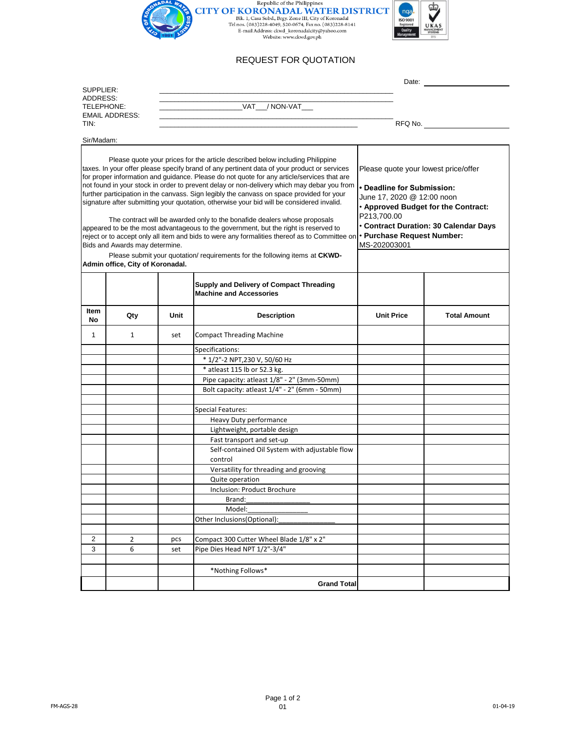Republic of the Philippines

# CITY OF KORONADAL WATER DISTRICT

Blk. 1, Casa Subd., Brgy. Zone III, City of Koronadal
Tel nos. (083)228-4049, 520-0674, Fax no. (083)228-8141
E-mail Address: ckwd_koronadalcity@yahoo.com
Website: www.ckwd.gov.ph

## REQUEST FOR QUOTATION

Date: ____________________

SUPPLIER: ____________________________________________
ADDRESS: ____________________________________________
TELEPHONE: ____________________ VAT___ / NON-VAT___
EMAIL ADDRESS: ____________________________________________
TIN: ____________________________________________

RFQ No. ____________________

Sir/Madam:

Please quote your prices for the article described below including Philippine taxes. In your offer please specify brand of any pertinent data of your product or services for proper information and guidance. Please do not quote for any article/services that are not found in your stock in order to prevent delay or non-delivery which may debar you from further participation in the canvass. Sign legibly the canvass on space provided for your signature after submitting your quotation, otherwise your bid will be considered invalid.

The contract will be awarded only to the bonafide dealers whose proposals appeared to be the most advantageous to the government, but the right is reserved to reject or to accept only all item and bids to were any formalities thereof as to Committee on Bids and Awards may determine.

Please submit your quotation/ requirements for the following items at **CKWD-Admin office, City of Koronadal.**

Please quote your lowest price/offer

- **Deadline for Submission:** June 17, 2020 @ 12:00 noon
- **Approved Budget for the Contract:** P213,700.00
- **Contract Duration: 30 Calendar Days**
- **Purchase Request Number:** MS-202003001

| | | | **Supply and Delivery of Compact Threading Machine and Accessories** | | |
|---|---|---|---|---|---|
| **Item No** | **Qty** | **Unit** | **Description** | **Unit Price** | **Total Amount** |
| 1 | 1 | set | Compact Threading Machine | | |
| | | | Specifications: | | |
| | | | * 1/2"-2 NPT,230 V, 50/60 Hz | | |
| | | | * atleast 115 lb or 52.3 kg. | | |
| | | | Pipe capacity: atleast 1/8" - 2" (3mm-50mm) | | |
| | | | Bolt capacity: atleast 1/4" - 2" (6mm - 50mm) | | |
| | | | | | |
| | | | Special Features: | | |
| | | | Heavy Duty performance | | |
| | | | Lightweight, portable design | | |
| | | | Fast transport and set-up | | |
| | | | Self-contained Oil System with adjustable flow control | | |
| | | | Versatility for threading and grooving | | |
| | | | Quite operation | | |
| | | | Inclusion: Product Brochure | | |
| | | | Brand:_______________ | | |
| | | | Model:_______________ | | |
| | | | Other Inclusions(Optional):_______________ | | |
| | | | | | |
| 2 | 2 | pcs | Compact 300 Cutter Wheel Blade 1/8" x 2" | | |
| 3 | 6 | set | Pipe Dies Head NPT 1/2"-3/4" | | |
| | | | | | |
| | | | *Nothing Follows* | | |
| | | | **Grand Total** | | |

FM-AGS-28 | 01 | 01-04-19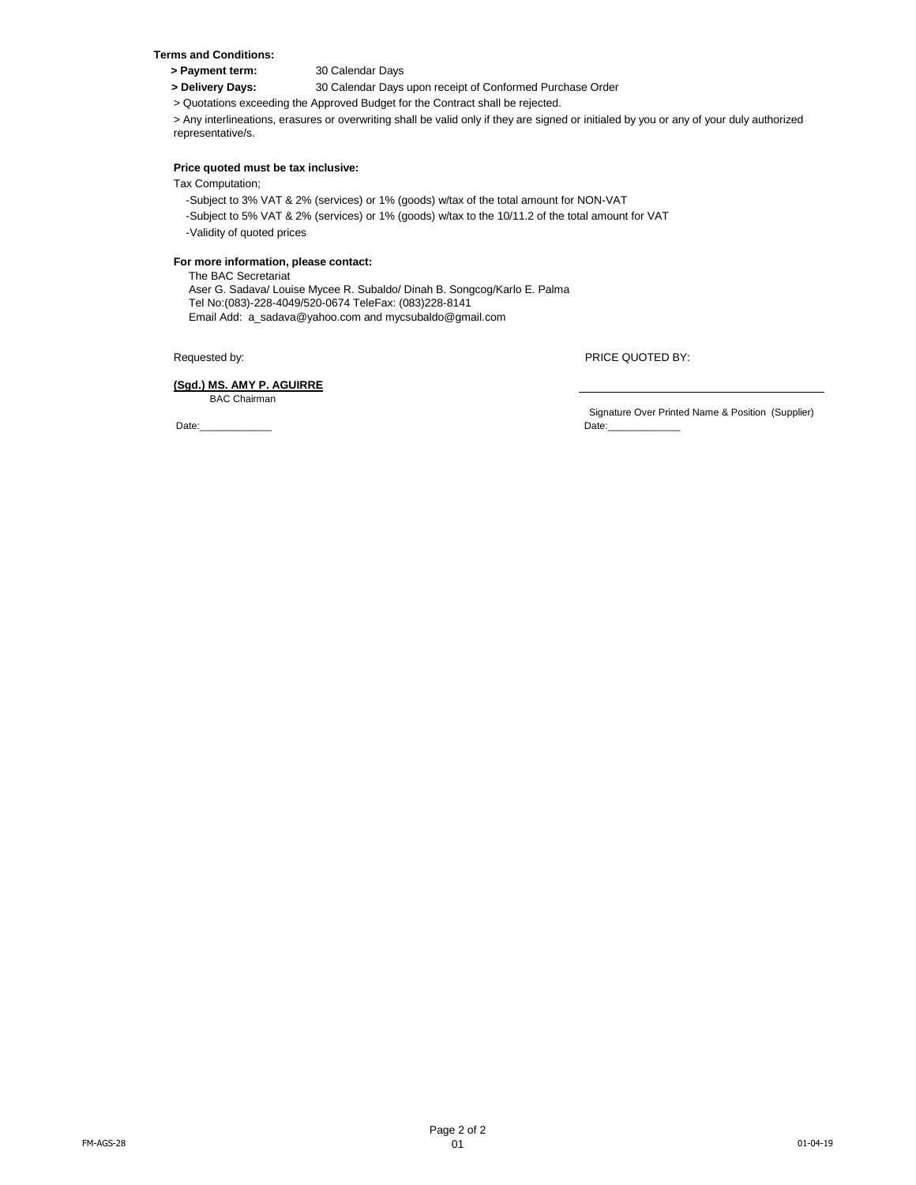**Terms and Conditions:**

**> Payment term:** 30 Calendar Days

**> Delivery Days:** 30 Calendar Days upon receipt of Conformed Purchase Order

> Quotations exceeding the Approved Budget for the Contract shall be rejected.

> Any interlineations, erasures or overwriting shall be valid only if they are signed or initialed by you or any of your duly authorized representative/s.

**Price quoted must be tax inclusive:**

Tax Computation;

-Subject to 3% VAT & 2% (services) or 1% (goods) w/tax of the total amount for NON-VAT

-Subject to 5% VAT & 2% (services) or 1% (goods) w/tax to the 10/11.2 of the total amount for VAT

-Validity of quoted prices

**For more information, please contact:**

The BAC Secretariat
Aser G. Sadava/ Louise Mycee R. Subaldo/ Dinah B. Songcog/Karlo E. Palma
Tel No:(083)-228-4049/520-0674 TeleFax: (083)228-8141
Email Add: a_sadava@yahoo.com and mycsubaldo@gmail.com

Requested by:

**(Sgd.) MS. AMY P. AGUIRRE**
BAC Chairman

Date:_____________

PRICE QUOTED BY:

______________________________________

Signature Over Printed Name & Position (Supplier)

Date:_____________

FM-AGS-28 01 01-04-19